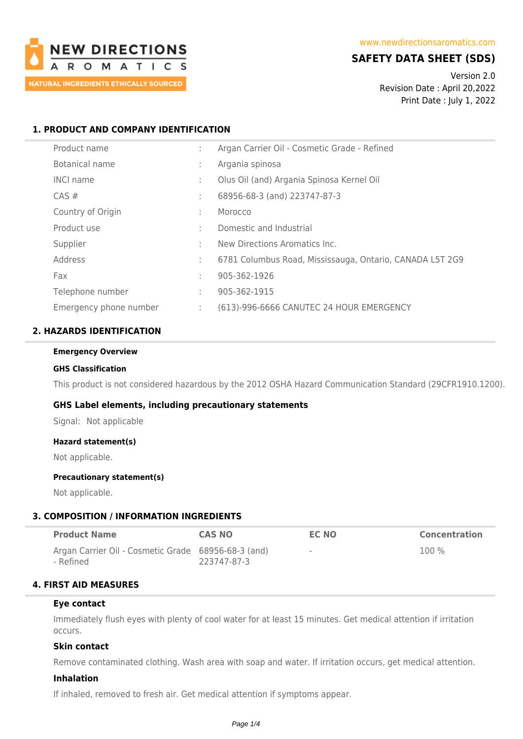NEW DIRECTIONS AROMATICS

NATURAL INGREDIENTS ETHICALLY SOURCED

www.newdirectionsaromatics.com

# SAFETY DATA SHEET (SDS)

Version 2.0
Revision Date : April 20,2022
Print Date : July 1, 2022

## 1. PRODUCT AND COMPANY IDENTIFICATION

| | | |
|---|---|---|
| Product name | : | Argan Carrier Oil - Cosmetic Grade - Refined |
| Botanical name | : | Argania spinosa |
| INCI name | : | Olus Oil (and) Argania Spinosa Kernel Oil |
| CAS # | : | 68956-68-3 (and) 223747-87-3 |
| Country of Origin | : | Morocco |
| Product use | : | Domestic and Industrial |
| Supplier | : | New Directions Aromatics Inc. |
| Address | : | 6781 Columbus Road, Mississauga, Ontario, CANADA L5T 2G9 |
| Fax | : | 905-362-1926 |
| Telephone number | : | 905-362-1915 |
| Emergency phone number | : | (613)-996-6666 CANUTEC 24 HOUR EMERGENCY |

## 2. HAZARDS IDENTIFICATION

**Emergency Overview**

**GHS Classification**

This product is not considered hazardous by the 2012 OSHA Hazard Communication Standard (29CFR1910.1200).

### GHS Label elements, including precautionary statements

Signal: Not applicable

**Hazard statement(s)**

Not applicable.

**Precautionary statement(s)**

Not applicable.

## 3. COMPOSITION / INFORMATION INGREDIENTS

| Product Name | CAS NO | EC NO | Concentration |
|---|---|---|---|
| Argan Carrier Oil - Cosmetic Grade - Refined | 68956-68-3 (and) 223747-87-3 | - | 100 % |

## 4. FIRST AID MEASURES

**Eye contact**

Immediately flush eyes with plenty of cool water for at least 15 minutes. Get medical attention if irritation occurs.

**Skin contact**

Remove contaminated clothing. Wash area with soap and water. If irritation occurs, get medical attention.

**Inhalation**

If inhaled, removed to fresh air. Get medical attention if symptoms appear.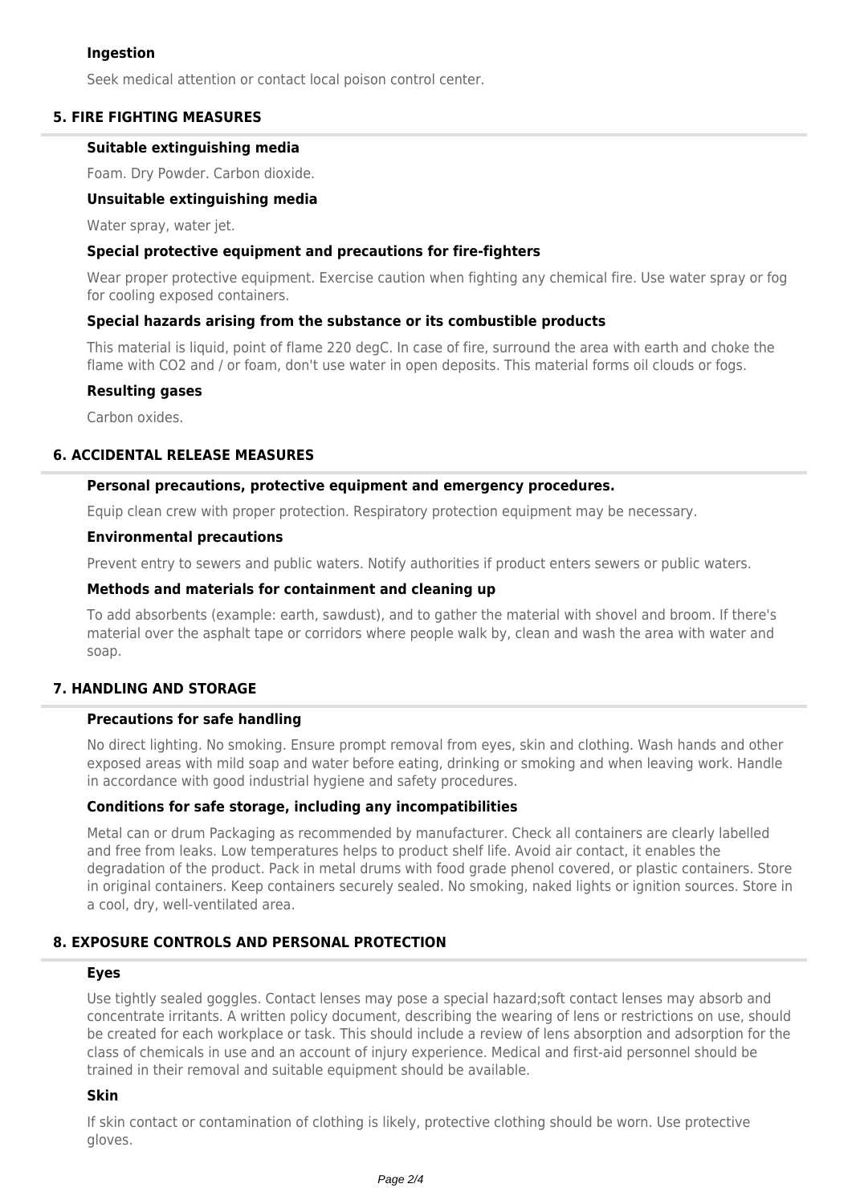### Ingestion

Seek medical attention or contact local poison control center.

## 5. FIRE FIGHTING MEASURES

### Suitable extinguishing media

Foam. Dry Powder. Carbon dioxide.

### Unsuitable extinguishing media

Water spray, water jet.

### Special protective equipment and precautions for fire-fighters

Wear proper protective equipment. Exercise caution when fighting any chemical fire. Use water spray or fog for cooling exposed containers.

### Special hazards arising from the substance or its combustible products

This material is liquid, point of flame 220 degC. In case of fire, surround the area with earth and choke the flame with $CO_2$ and / or foam, don't use water in open deposits. This material forms oil clouds or fogs.

### Resulting gases

Carbon oxides.

## 6. ACCIDENTAL RELEASE MEASURES

### Personal precautions, protective equipment and emergency procedures.

Equip clean crew with proper protection. Respiratory protection equipment may be necessary.

### Environmental precautions

Prevent entry to sewers and public waters. Notify authorities if product enters sewers or public waters.

### Methods and materials for containment and cleaning up

To add absorbents (example: earth, sawdust), and to gather the material with shovel and broom. If there's material over the asphalt tape or corridors where people walk by, clean and wash the area with water and soap.

## 7. HANDLING AND STORAGE

### Precautions for safe handling

No direct lighting. No smoking. Ensure prompt removal from eyes, skin and clothing. Wash hands and other exposed areas with mild soap and water before eating, drinking or smoking and when leaving work. Handle in accordance with good industrial hygiene and safety procedures.

### Conditions for safe storage, including any incompatibilities

Metal can or drum Packaging as recommended by manufacturer. Check all containers are clearly labelled and free from leaks. Low temperatures helps to product shelf life. Avoid air contact, it enables the degradation of the product. Pack in metal drums with food grade phenol covered, or plastic containers. Store in original containers. Keep containers securely sealed. No smoking, naked lights or ignition sources. Store in a cool, dry, well-ventilated area.

## 8. EXPOSURE CONTROLS AND PERSONAL PROTECTION

### Eyes

Use tightly sealed goggles. Contact lenses may pose a special hazard;soft contact lenses may absorb and concentrate irritants. A written policy document, describing the wearing of lens or restrictions on use, should be created for each workplace or task. This should include a review of lens absorption and adsorption for the class of chemicals in use and an account of injury experience. Medical and first-aid personnel should be trained in their removal and suitable equipment should be available.

### Skin

If skin contact or contamination of clothing is likely, protective clothing should be worn. Use protective gloves.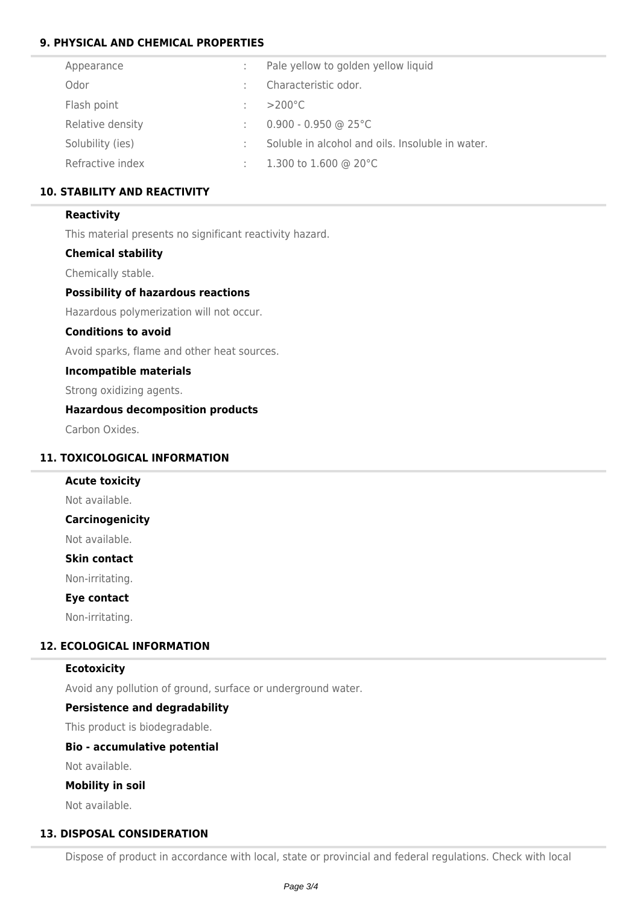## 9. PHYSICAL AND CHEMICAL PROPERTIES

| | | |
|---|---|---|
| Appearance | : | Pale yellow to golden yellow liquid |
| Odor | : | Characteristic odor. |
| Flash point | : | >200°C |
| Relative density | : | 0.900 - 0.950 @ 25°C |
| Solubility (ies) | : | Soluble in alcohol and oils. Insoluble in water. |
| Refractive index | : | 1.300 to 1.600 @ 20°C |

## 10. STABILITY AND REACTIVITY

**Reactivity**

This material presents no significant reactivity hazard.

**Chemical stability**

Chemically stable.

**Possibility of hazardous reactions**

Hazardous polymerization will not occur.

**Conditions to avoid**

Avoid sparks, flame and other heat sources.

**Incompatible materials**

Strong oxidizing agents.

**Hazardous decomposition products**

Carbon Oxides.

## 11. TOXICOLOGICAL INFORMATION

**Acute toxicity**

Not available.

**Carcinogenicity**

Not available.

**Skin contact**

Non-irritating.

**Eye contact**

Non-irritating.

## 12. ECOLOGICAL INFORMATION

**Ecotoxicity**

Avoid any pollution of ground, surface or underground water.

**Persistence and degradability**

This product is biodegradable.

**Bio - accumulative potential**

Not available.

**Mobility in soil**

Not available.

## 13. DISPOSAL CONSIDERATION

Dispose of product in accordance with local, state or provincial and federal regulations. Check with local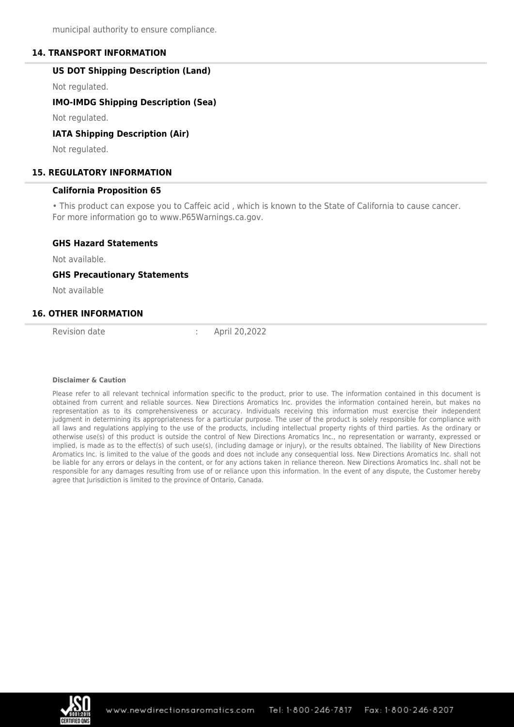municipal authority to ensure compliance.

## 14. TRANSPORT INFORMATION

### US DOT Shipping Description (Land)

Not regulated.

### IMO-IMDG Shipping Description (Sea)

Not regulated.

### IATA Shipping Description (Air)

Not regulated.

## 15. REGULATORY INFORMATION

### California Proposition 65

- This product can expose you to Caffeic acid , which is known to the State of California to cause cancer. For more information go to www.P65Warnings.ca.gov.

### GHS Hazard Statements

Not available.

### GHS Precautionary Statements

Not available

## 16. OTHER INFORMATION

| | | |
|---|---|---|
| Revision date | : | April 20,2022 |

**Disclaimer & Caution**

Please refer to all relevant technical information specific to the product, prior to use. The information contained in this document is obtained from current and reliable sources. New Directions Aromatics Inc. provides the information contained herein, but makes no representation as to its comprehensiveness or accuracy. Individuals receiving this information must exercise their independent judgment in determining its appropriateness for a particular purpose. The user of the product is solely responsible for compliance with all laws and regulations applying to the use of the products, including intellectual property rights of third parties. As the ordinary or otherwise use(s) of this product is outside the control of New Directions Aromatics Inc., no representation or warranty, expressed or implied, is made as to the effect(s) of such use(s), (including damage or injury), or the results obtained. The liability of New Directions Aromatics Inc. is limited to the value of the goods and does not include any consequential loss. New Directions Aromatics Inc. shall not be liable for any errors or delays in the content, or for any actions taken in reliance thereon. New Directions Aromatics Inc. shall not be responsible for any damages resulting from use of or reliance upon this information. In the event of any dispute, the Customer hereby agree that Jurisdiction is limited to the province of Ontario, Canada.